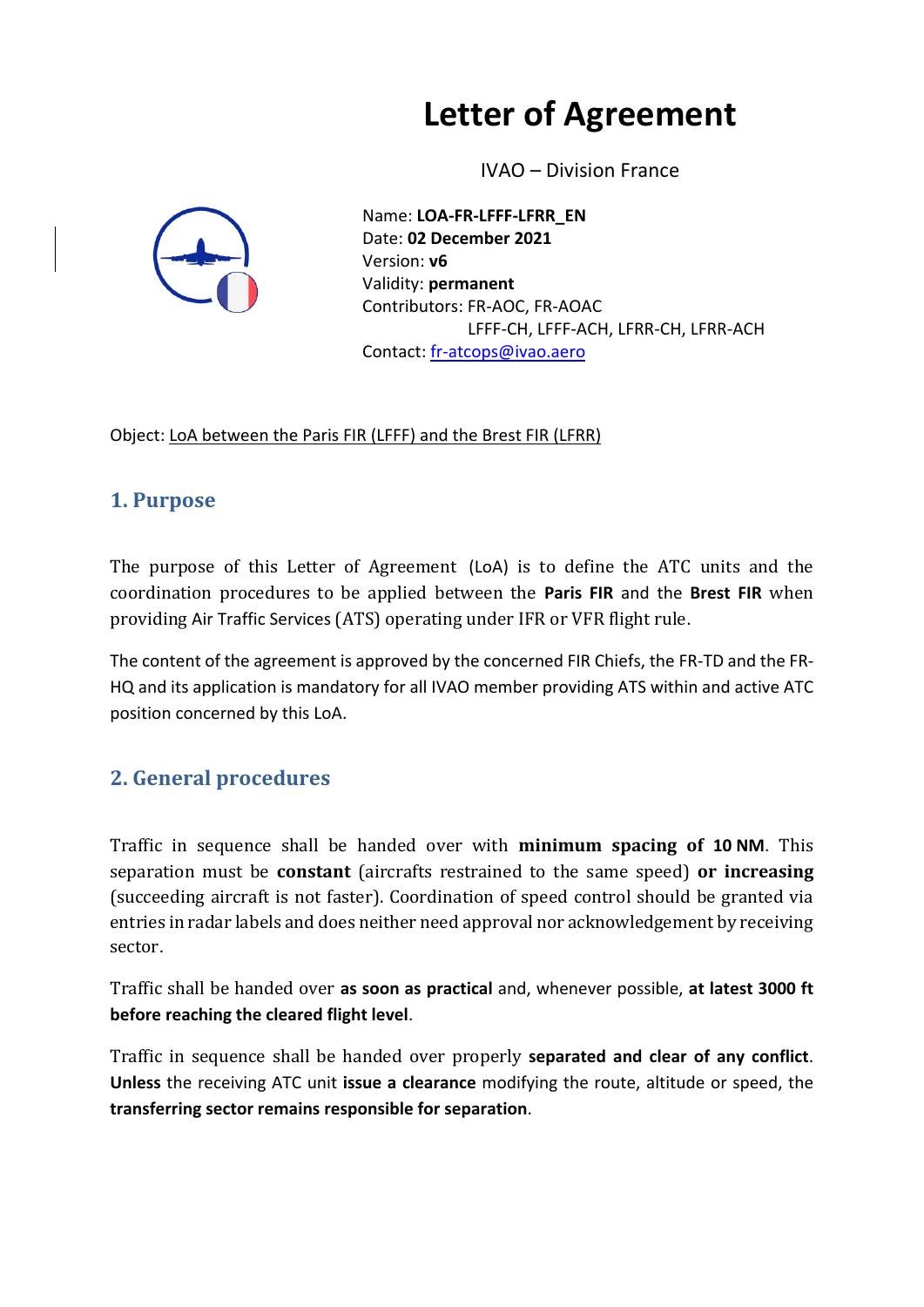# Letter of Agreement

IVAO – Division France

Name: **LOA-FR-LFFF-LFRR_EN**
Date: **02 December 2021**
Version: **v6**
Validity: **permanent**
Contributors: FR-AOC, FR-AOAC
LFFF-CH, LFFF-ACH, LFRR-CH, LFRR-ACH
Contact: fr-atcops@ivao.aero

Object: LoA between the Paris FIR (LFFF) and the Brest FIR (LFRR)

## 1. Purpose

The purpose of this Letter of Agreement (LoA) is to define the ATC units and the coordination procedures to be applied between the **Paris FIR** and the **Brest FIR** when providing Air Traffic Services (ATS) operating under IFR or VFR flight rule.

The content of the agreement is approved by the concerned FIR Chiefs, the FR-TD and the FR-HQ and its application is mandatory for all IVAO member providing ATS within and active ATC position concerned by this LoA.

## 2. General procedures

Traffic in sequence shall be handed over with **minimum spacing of 10 NM**. This separation must be **constant** (aircrafts restrained to the same speed) **or increasing** (succeeding aircraft is not faster). Coordination of speed control should be granted via entries in radar labels and does neither need approval nor acknowledgement by receiving sector.

Traffic shall be handed over **as soon as practical** and, whenever possible, **at latest 3000 ft before reaching the cleared flight level**.

Traffic in sequence shall be handed over properly **separated and clear of any conflict**. **Unless** the receiving ATC unit **issue a clearance** modifying the route, altitude or speed, the **transferring sector remains responsible for separation**.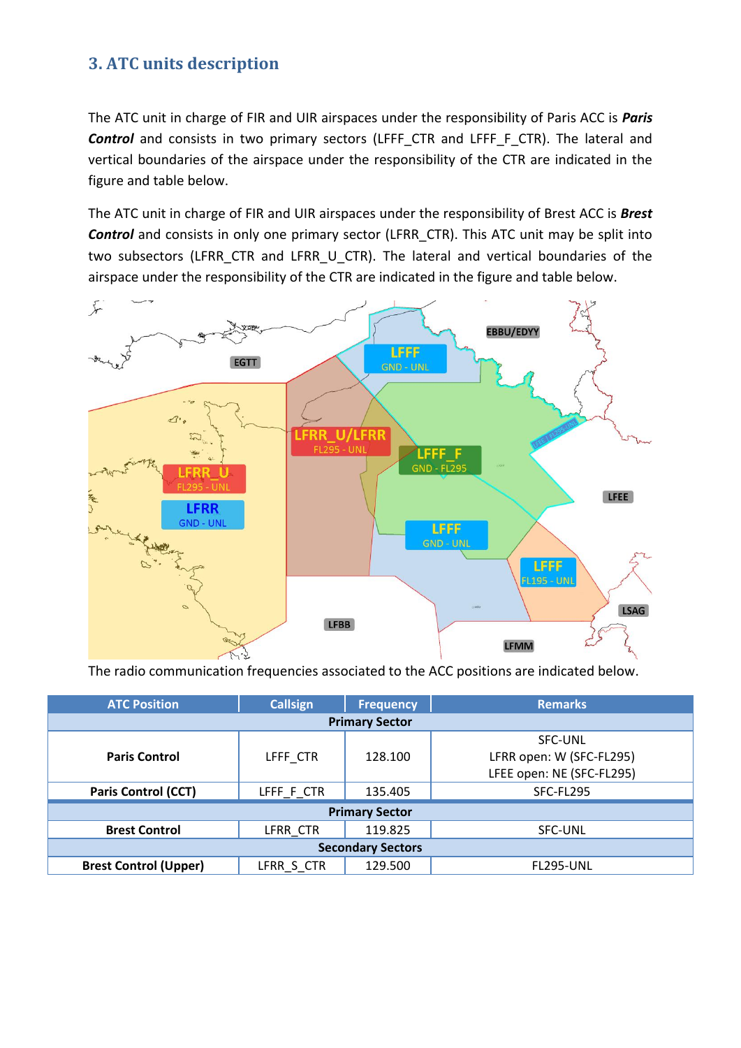## 3. ATC units description

The ATC unit in charge of FIR and UIR airspaces under the responsibility of Paris ACC is ***Paris Control*** and consists in two primary sectors (LFFF_CTR and LFFF_F_CTR). The lateral and vertical boundaries of the airspace under the responsibility of the CTR are indicated in the figure and table below.

The ATC unit in charge of FIR and UIR airspaces under the responsibility of Brest ACC is ***Brest Control*** and consists in only one primary sector (LFRR_CTR). This ATC unit may be split into two subsectors (LFRR_CTR and LFRR_U_CTR). The lateral and vertical boundaries of the airspace under the responsibility of the CTR are indicated in the figure and table below.

The radio communication frequencies associated to the ACC positions are indicated below.

| ATC Position | Callsign | Frequency | Remarks |
|---|---|---|---|
| **Primary Sector** | | | |
| **Paris Control** | LFFF_CTR | 128.100 | SFC-UNL<br>LFRR open: W (SFC-FL295)<br>LFEE open: NE (SFC-FL295) |
| **Paris Control (CCT)** | LFFF_F_CTR | 135.405 | SFC-FL295 |
| **Primary Sector** | | | |
| **Brest Control** | LFRR_CTR | 119.825 | SFC-UNL |
| **Secondary Sectors** | | | |
| **Brest Control (Upper)** | LFRR_S_CTR | 129.500 | FL295-UNL |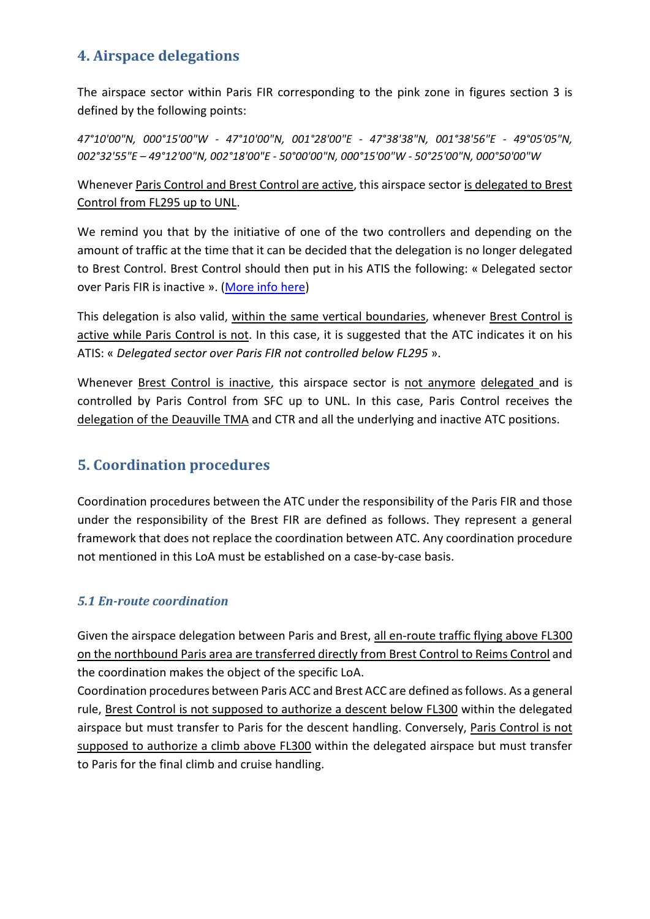## 4. Airspace delegations

The airspace sector within Paris FIR corresponding to the pink zone in figures section 3 is defined by the following points:

*47°10'00"N, 000°15'00"W - 47°10'00"N, 001°28'00"E - 47°38'38"N, 001°38'56"E - 49°05'05"N, 002°32'55"E – 49°12'00"N, 002°18'00"E - 50°00'00"N, 000°15'00"W - 50°25'00"N, 000°50'00"W*

Whenever Paris Control and Brest Control are active, this airspace sector is delegated to Brest Control from FL295 up to UNL.

We remind you that by the initiative of one of the two controllers and depending on the amount of traffic at the time that it can be decided that the delegation is no longer delegated to Brest Control. Brest Control should then put in his ATIS the following: « Delegated sector over Paris FIR is inactive ». (More info here)

This delegation is also valid, within the same vertical boundaries, whenever Brest Control is active while Paris Control is not. In this case, it is suggested that the ATC indicates it on his ATIS: « *Delegated sector over Paris FIR not controlled below FL295* ».

Whenever Brest Control is inactive, this airspace sector is not anymore delegated and is controlled by Paris Control from SFC up to UNL. In this case, Paris Control receives the delegation of the Deauville TMA and CTR and all the underlying and inactive ATC positions.

## 5. Coordination procedures

Coordination procedures between the ATC under the responsibility of the Paris FIR and those under the responsibility of the Brest FIR are defined as follows. They represent a general framework that does not replace the coordination between ATC. Any coordination procedure not mentioned in this LoA must be established on a case-by-case basis.

### *5.1 En-route coordination*

Given the airspace delegation between Paris and Brest, all en-route traffic flying above FL300 on the northbound Paris area are transferred directly from Brest Control to Reims Control and the coordination makes the object of the specific LoA.

Coordination procedures between Paris ACC and Brest ACC are defined as follows. As a general rule, Brest Control is not supposed to authorize a descent below FL300 within the delegated airspace but must transfer to Paris for the descent handling. Conversely, Paris Control is not supposed to authorize a climb above FL300 within the delegated airspace but must transfer to Paris for the final climb and cruise handling.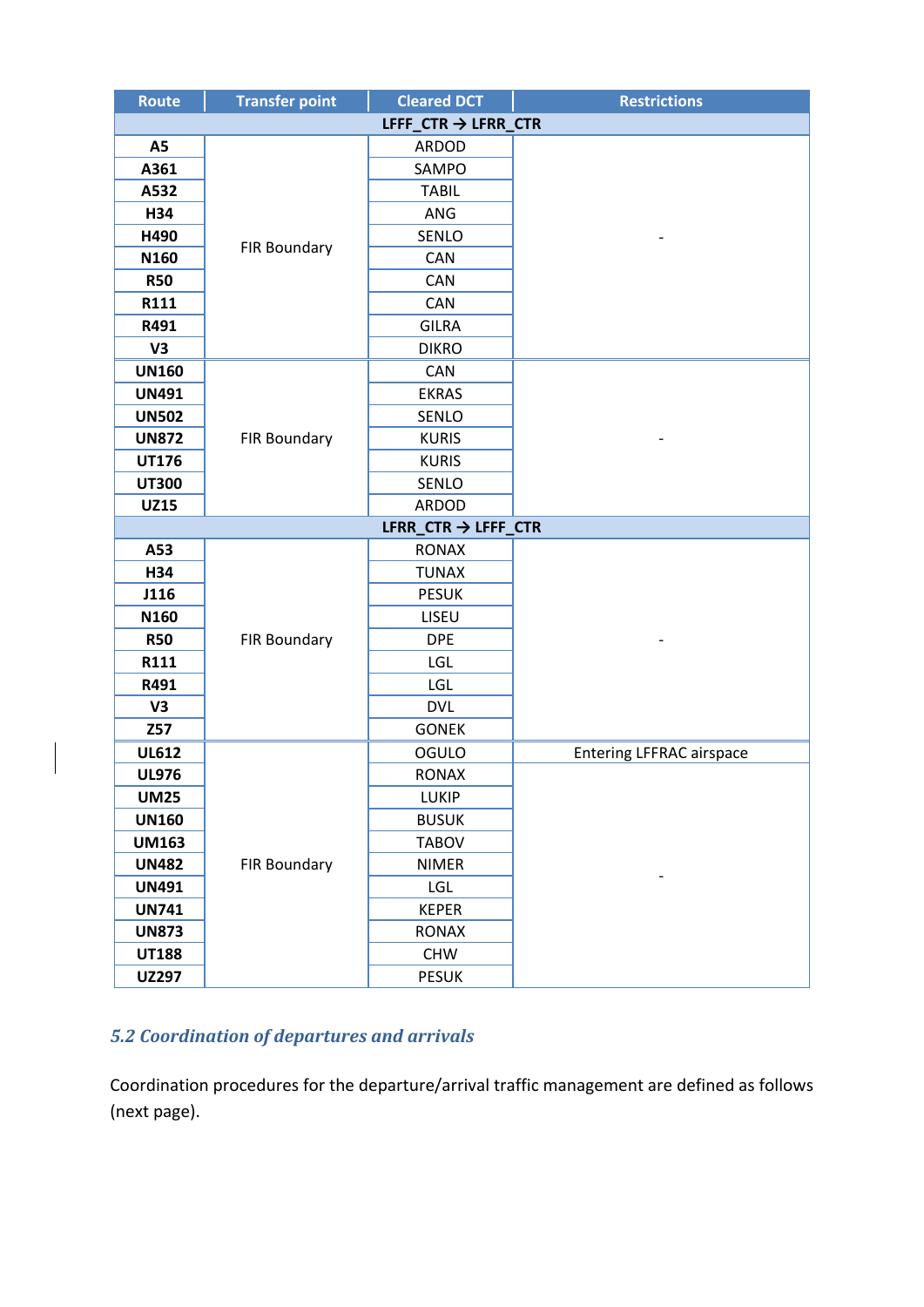| Route | Transfer point | Cleared DCT | Restrictions |
|---|---|---|---|
| **LFFF_CTR → LFRR_CTR** | | | |
| **A5** | FIR Boundary | ARDOD | - |
| **A361** | | SAMPO | |
| **A532** | | TABIL | |
| **H34** | | ANG | |
| **H490** | | SENLO | |
| **N160** | | CAN | |
| **R50** | | CAN | |
| **R111** | | CAN | |
| **R491** | | GILRA | |
| **V3** | | DIKRO | |
| **UN160** | FIR Boundary | CAN | - |
| **UN491** | | EKRAS | |
| **UN502** | | SENLO | |
| **UN872** | | KURIS | |
| **UT176** | | KURIS | |
| **UT300** | | SENLO | |
| **UZ15** | | ARDOD | |
| **LFRR_CTR → LFFF_CTR** | | | |
| **A53** | FIR Boundary | RONAX | - |
| **H34** | | TUNAX | |
| **J116** | | PESUK | |
| **N160** | | LISEU | |
| **R50** | | DPE | |
| **R111** | | LGL | |
| **R491** | | LGL | |
| **V3** | | DVL | |
| **Z57** | | GONEK | |
| **UL612** | FIR Boundary | OGULO | Entering LFFRAC airspace |
| **UL976** | | RONAX | - |
| **UM25** | | LUKIP | |
| **UN160** | | BUSUK | |
| **UM163** | | TABOV | |
| **UN482** | | NIMER | |
| **UN491** | | LGL | |
| **UN741** | | KEPER | |
| **UN873** | | RONAX | |
| **UT188** | | CHW | |
| **UZ297** | | PESUK | |

## *5.2 Coordination of departures and arrivals*

Coordination procedures for the departure/arrival traffic management are defined as follows (next page).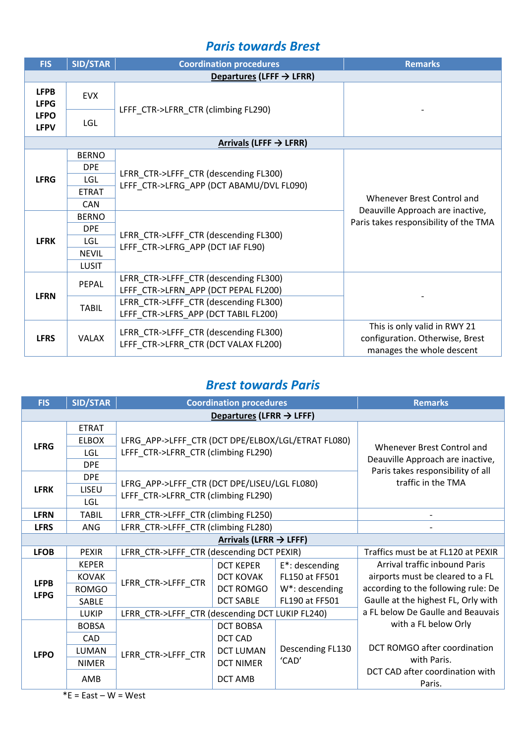## *Paris towards Brest*

| FIS | SID/STAR | Coordination procedures | Remarks |
|---|---|---|---|
| **Departures (LFFF → LFRR)** | | | |
| **LFPB LFPG LFPO LFPV** | EVX | LFFF_CTR->LFRR_CTR (climbing FL290) | - |
| | LGL | | |
| **Arrivals (LFFF → LFRR)** | | | |
| **LFRG** | BERNO | LFRR_CTR->LFFF_CTR (descending FL300)<br>LFFF_CTR->LFRG_APP (DCT ABAMU/DVL FL090) | Whenever Brest Control and Deauville Approach are inactive, Paris takes responsibility of the TMA |
| | DPE | | |
| | LGL | | |
| | ETRAT | | |
| | CAN | | |
| **LFRK** | BERNO | LFRR_CTR->LFFF_CTR (descending FL300)<br>LFFF_CTR->LFRG_APP (DCT IAF FL90) | |
| | DPE | | |
| | LGL | | |
| | NEVIL | | |
| | LUSIT | | |
| **LFRN** | PEPAL | LFRR_CTR->LFFF_CTR (descending FL300)<br>LFFF_CTR->LFRN_APP (DCT PEPAL FL200) | - |
| | TABIL | LFRR_CTR->LFFF_CTR (descending FL300)<br>LFFF_CTR->LFRS_APP (DCT TABIL FL200) | |
| **LFRS** | VALAX | LFRR_CTR->LFFF_CTR (descending FL300)<br>LFFF_CTR->LFRR_CTR (DCT VALAX FL200) | This is only valid in RWY 21 configuration. Otherwise, Brest manages the whole descent |

## *Brest towards Paris*

| FIS | SID/STAR | Coordination procedures | | | Remarks |
|---|---|---|---|---|---|
| **Departures (LFRR → LFFF)** | | | | | |
| **LFRG** | ETRAT | LFRG_APP->LFFF_CTR (DCT DPE/ELBOX/LGL/ETRAT FL080)<br>LFFF_CTR->LFRR_CTR (climbing FL290) | | | Whenever Brest Control and Deauville Approach are inactive, Paris takes responsibility of all traffic in the TMA |
| | ELBOX | | | | |
| | LGL | | | | |
| | DPE | | | | |
| **LFRK** | DPE | LFRG_APP->LFFF_CTR (DCT DPE/LISEU/LGL FL080)<br>LFFF_CTR->LFRR_CTR (climbing FL290) | | | |
| | LISEU | | | | |
| | LGL | | | | |
| **LFRN** | TABIL | LFRR_CTR->LFFF_CTR (climbing FL250) | | | - |
| **LFRS** | ANG | LFRR_CTR->LFFF_CTR (climbing FL280) | | | - |
| **Arrivals (LFRR → LFFF)** | | | | | |
| **LFOB** | PEXIR | LFRR_CTR->LFFF_CTR (descending DCT PEXIR) | | | Traffics must be at FL120 at PEXIR |
| **LFPB LFPG** | KEPER | LFRR_CTR->LFFF_CTR | DCT KEPER | E*: descending FL150 at FF501<br>W*: descending FL190 at FF501 | Arrival traffic inbound Paris airports must be cleared to a FL according to the following rule: De Gaulle at the highest FL, Orly with a FL below De Gaulle and Beauvais with a FL below Orly<br><br>DCT ROMGO after coordination with Paris.<br>DCT CAD after coordination with Paris. |
| | KOVAK | | DCT KOVAK | | |
| | ROMGO | | DCT ROMGO | | |
| | SABLE | | DCT SABLE | | |
| | LUKIP | LFRR_CTR->LFFF_CTR (descending DCT LUKIP FL240) | | | |
| **LFPO** | BOBSA | LFRR_CTR->LFFF_CTR | DCT BOBSA | Descending FL130 'CAD' | |
| | CAD | | DCT CAD | | |
| | LUMAN | | DCT LUMAN | | |
| | NIMER | | DCT NIMER | | |
| | AMB | | DCT AMB | | |

*E = East – W = West